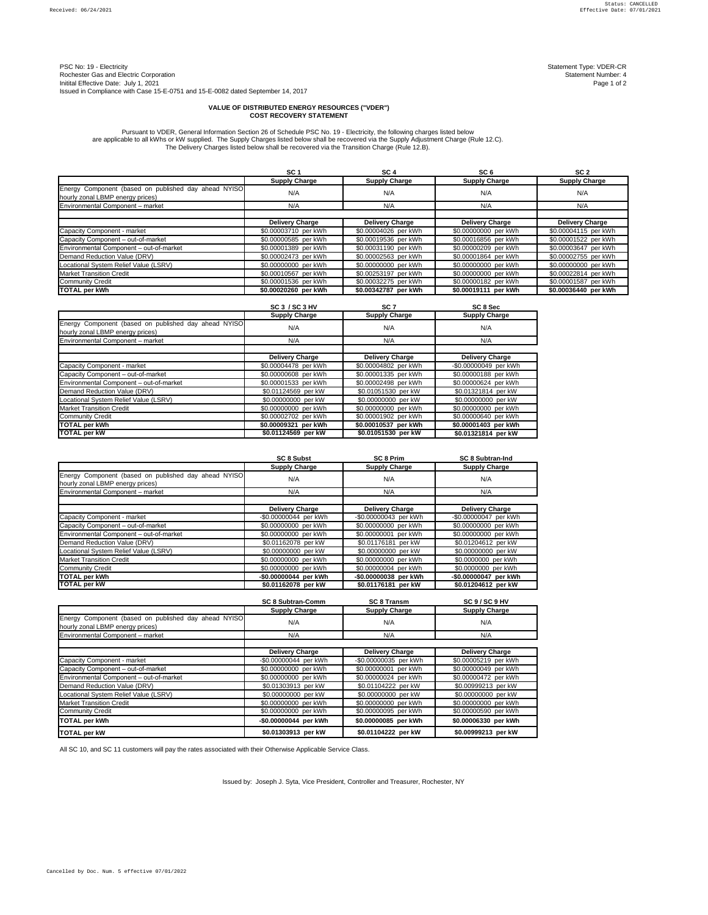PSC No: 19 - Electricity
Rochester Gas and Electric Corporation
Initital Effective Date: July 1, 2021
Issued in Compliance with Case 15-E-0751 and 15-E-0082 dated September 14, 2017

Statement Type: VDER-CR
Statement Number: 4

**VALUE OF DISTRIBUTED ENERGY RESOURCES ("VDER")**
**COST RECOVERY STATEMENT**

Pursuant to VDER, General Information Section 26 of Schedule PSC No. 19 - Electricity, the following charges listed below are applicable to all kWhs or kW supplied. The Supply Charges listed below shall be recovered via the Supply Adjustment Charge (Rule 12.C). The Delivery Charges listed below shall be recovered via the Transition Charge (Rule 12.B).

| | SC 1 | SC 4 | SC 6 | SC 2 |
|---|---|---|---|---|
| | **Supply Charge** | **Supply Charge** | **Supply Charge** | **Supply Charge** |
| Energy Component (based on published day ahead NYISO hourly zonal LBMP energy prices) | N/A | N/A | N/A | N/A |
| Environmental Component – market | N/A | N/A | N/A | N/A |
| | **Delivery Charge** | **Delivery Charge** | **Delivery Charge** | **Delivery Charge** |
| Capacity Component - market | $0.00003710 per kWh | $0.00004026 per kWh | $0.00000000 per kWh | $0.00004115 per kWh |
| Capacity Component – out-of-market | $0.00000585 per kWh | $0.00019536 per kWh | $0.00016856 per kWh | $0.00001522 per kWh |
| Environmental Component – out-of-market | $0.00001389 per kWh | $0.00031190 per kWh | $0.00000209 per kWh | $0.00003647 per kWh |
| Demand Reduction Value (DRV) | $0.00002473 per kWh | $0.00002563 per kWh | $0.00001864 per kWh | $0.00002755 per kWh |
| Locational System Relief Value (LSRV) | $0.00000000 per kWh | $0.00000000 per kWh | $0.00000000 per kWh | $0.00000000 per kWh |
| Market Transition Credit | $0.00010567 per kWh | $0.00253197 per kWh | $0.00000000 per kWh | $0.00022814 per kWh |
| Community Credit | $0.00001536 per kWh | $0.00032275 per kWh | $0.00000182 per kWh | $0.00001587 per kWh |
| **TOTAL per kWh** | **$0.00020260 per kWh** | **$0.00342787 per kWh** | **$0.00019111 per kWh** | **$0.00036440 per kWh** |

| | SC 3 / SC 3 HV | SC 7 | SC 8 Sec |
|---|---|---|---|
| | **Supply Charge** | **Supply Charge** | **Supply Charge** |
| Energy Component (based on published day ahead NYISO hourly zonal LBMP energy prices) | N/A | N/A | N/A |
| Environmental Component – market | N/A | N/A | N/A |
| | **Delivery Charge** | **Delivery Charge** | **Delivery Charge** |
| Capacity Component - market | $0.00004478 per kWh | $0.00004802 per kWh | -$0.00000049 per kWh |
| Capacity Component – out-of-market | $0.00000608 per kWh | $0.00001335 per kWh | $0.00000188 per kWh |
| Environmental Component – out-of-market | $0.00001533 per kWh | $0.00002498 per kWh | $0.00000624 per kWh |
| Demand Reduction Value (DRV) | $0.01124569 per kW | $0.01051530 per kW | $0.01321814 per kW |
| Locational System Relief Value (LSRV) | $0.00000000 per kW | $0.00000000 per kW | $0.00000000 per kW |
| Market Transition Credit | $0.00000000 per kWh | $0.00000000 per kWh | $0.00000000 per kWh |
| Community Credit | $0.00002702 per kWh | $0.00001902 per kWh | $0.00000640 per kWh |
| **TOTAL per kWh** | **$0.00009321 per kWh** | **$0.00010537 per kWh** | **$0.00001403 per kWh** |
| **TOTAL per kW** | **$0.01124569 per kW** | **$0.01051530 per kW** | **$0.01321814 per kW** |

| | SC 8 Subst | SC 8 Prim | SC 8 Subtran-Ind |
|---|---|---|---|
| | **Supply Charge** | **Supply Charge** | **Supply Charge** |
| Energy Component (based on published day ahead NYISO hourly zonal LBMP energy prices) | N/A | N/A | N/A |
| Environmental Component – market | N/A | N/A | N/A |
| | **Delivery Charge** | **Delivery Charge** | **Delivery Charge** |
| Capacity Component - market | -$0.00000044 per kWh | -$0.00000043 per kWh | -$0.00000047 per kWh |
| Capacity Component – out-of-market | $0.00000000 per kWh | $0.00000000 per kWh | $0.00000000 per kWh |
| Environmental Component – out-of-market | $0.00000000 per kWh | $0.00000001 per kWh | $0.00000000 per kWh |
| Demand Reduction Value (DRV) | $0.01162078 per kW | $0.01176181 per kW | $0.01204612 per kW |
| Locational System Relief Value (LSRV) | $0.00000000 per kW | $0.00000000 per kW | $0.00000000 per kW |
| Market Transition Credit | $0.00000000 per kWh | $0.00000000 per kWh | $0.0000000 per kWh |
| Community Credit | $0.00000000 per kWh | $0.00000004 per kWh | $0.0000000 per kWh |
| **TOTAL per kWh** | **-$0.00000044 per kWh** | **-$0.00000038 per kWh** | **-$0.00000047 per kWh** |
| **TOTAL per kW** | **$0.01162078 per kW** | **$0.01176181 per kW** | **$0.01204612 per kW** |

| | SC 8 Subtran-Comm | SC 8 Transm | SC 9 / SC 9 HV |
|---|---|---|---|
| | **Supply Charge** | **Supply Charge** | **Supply Charge** |
| Energy Component (based on published day ahead NYISO hourly zonal LBMP energy prices) | N/A | N/A | N/A |
| Environmental Component – market | N/A | N/A | N/A |
| | **Delivery Charge** | **Delivery Charge** | **Delivery Charge** |
| Capacity Component - market | -$0.00000044 per kWh | -$0.00000035 per kWh | $0.00005219 per kWh |
| Capacity Component – out-of-market | $0.00000000 per kWh | $0.00000001 per kWh | $0.00000049 per kWh |
| Environmental Component – out-of-market | $0.00000000 per kWh | $0.00000024 per kWh | $0.00000472 per kWh |
| Demand Reduction Value (DRV) | $0.01303913 per kW | $0.01104222 per kW | $0.00999213 per kW |
| Locational System Relief Value (LSRV) | $0.00000000 per kW | $0.00000000 per kW | $0.00000000 per kW |
| Market Transition Credit | $0.00000000 per kWh | $0.00000000 per kWh | $0.00000000 per kWh |
| Community Credit | $0.00000000 per kWh | $0.00000095 per kWh | $0.00000590 per kWh |
| **TOTAL per kWh** | **-$0.00000044 per kWh** | **$0.00000085 per kWh** | **$0.00006330 per kWh** |
| **TOTAL per kW** | **$0.01303913 per kW** | **$0.01104222 per kW** | **$0.00999213 per kW** |

All SC 10, and SC 11 customers will pay the rates associated with their Otherwise Applicable Service Class.

Issued by: Joseph J. Syta, Vice President, Controller and Treasurer, Rochester, NY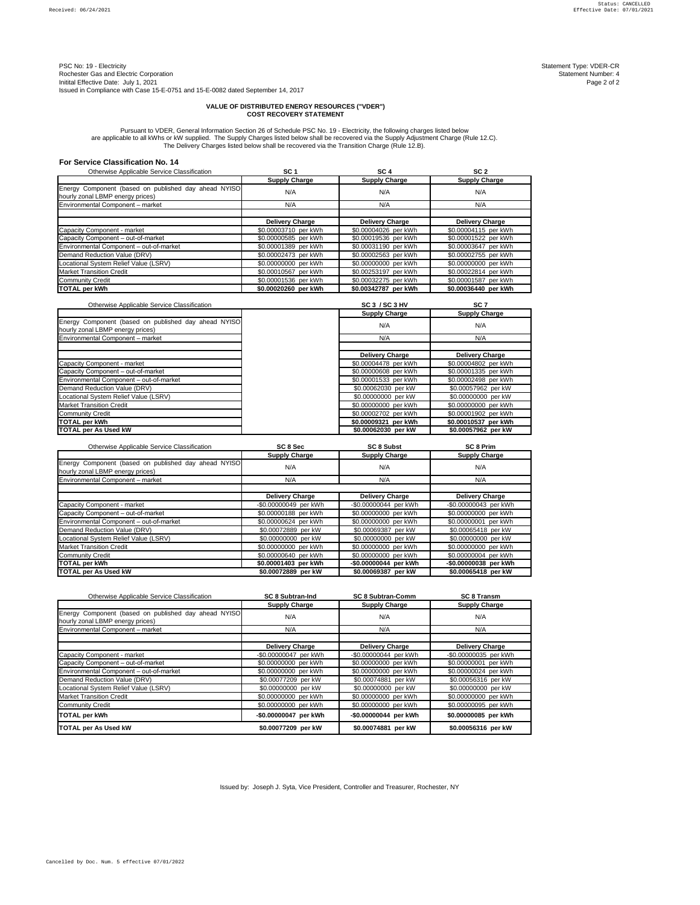PSC No: 19 - Electricity
Rochester Gas and Electric Corporation
Initital Effective Date: July 1, 2021
Issued in Compliance with Case 15-E-0751 and 15-E-0082 dated September 14, 2017

Statement Type: VDER-CR
Statement Number: 4

**VALUE OF DISTRIBUTED ENERGY RESOURCES ("VDER")**
**COST RECOVERY STATEMENT**

Pursuant to VDER, General Information Section 26 of Schedule PSC No. 19 - Electricity, the following charges listed below are applicable to all kWhs or kW supplied. The Supply Charges listed below shall be recovered via the Supply Adjustment Charge (Rule 12.C). The Delivery Charges listed below shall be recovered via the Transition Charge (Rule 12.B).

## For Service Classification No. 14

| Otherwise Applicable Service Classification | SC 1 | SC 4 | SC 2 |
|---|---|---|---|
| | **Supply Charge** | **Supply Charge** | **Supply Charge** |
| Energy Component (based on published day ahead NYISO hourly zonal LBMP energy prices) | N/A | N/A | N/A |
| Environmental Component – market | N/A | N/A | N/A |
| | | | |
| | **Delivery Charge** | **Delivery Charge** | **Delivery Charge** |
| Capacity Component - market | $0.00003710 per kWh | $0.00004026 per kWh | $0.00004115 per kWh |
| Capacity Component – out-of-market | $0.00000585 per kWh | $0.00019536 per kWh | $0.00001522 per kWh |
| Environmental Component – out-of-market | $0.00001389 per kWh | $0.00031190 per kWh | $0.00003647 per kWh |
| Demand Reduction Value (DRV) | $0.00002473 per kWh | $0.00002563 per kWh | $0.00002755 per kWh |
| Locational System Relief Value (LSRV) | $0.00000000 per kWh | $0.00000000 per kWh | $0.00000000 per kWh |
| Market Transition Credit | $0.00010567 per kWh | $0.00253197 per kWh | $0.00022814 per kWh |
| Community Credit | $0.00001536 per kWh | $0.00032275 per kWh | $0.00001587 per kWh |
| **TOTAL per kWh** | **$0.00020260 per kWh** | **$0.00342787 per kWh** | **$0.00036440 per kWh** |

| Otherwise Applicable Service Classification | SC 3 / SC 3 HV | SC 7 |
|---|---|---|
| | **Supply Charge** | **Supply Charge** |
| Energy Component (based on published day ahead NYISO hourly zonal LBMP energy prices) | N/A | N/A |
| Environmental Component – market | N/A | N/A |
| | | |
| | **Delivery Charge** | **Delivery Charge** |
| Capacity Component - market | $0.00004478 per kWh | $0.00004802 per kWh |
| Capacity Component – out-of-market | $0.00000608 per kWh | $0.00001335 per kWh |
| Environmental Component – out-of-market | $0.00001533 per kWh | $0.00002498 per kWh |
| Demand Reduction Value (DRV) | $0.00062030 per kW | $0.00057962 per kW |
| Locational System Relief Value (LSRV) | $0.00000000 per kW | $0.00000000 per kW |
| Market Transition Credit | $0.00000000 per kWh | $0.00000000 per kWh |
| Community Credit | $0.00002702 per kWh | $0.00001902 per kWh |
| **TOTAL per kWh** | **$0.00009321 per kWh** | **$0.00010537 per kWh** |
| **TOTAL per As Used kW** | **$0.00062030 per kW** | **$0.00057962 per kW** |

| Otherwise Applicable Service Classification | SC 8 Sec | SC 8 Subst | SC 8 Prim |
|---|---|---|---|
| | **Supply Charge** | **Supply Charge** | **Supply Charge** |
| Energy Component (based on published day ahead NYISO hourly zonal LBMP energy prices) | N/A | N/A | N/A |
| Environmental Component – market | N/A | N/A | N/A |
| | | | |
| | **Delivery Charge** | **Delivery Charge** | **Delivery Charge** |
| Capacity Component - market | -$0.00000049 per kWh | -$0.00000044 per kWh | -$0.00000043 per kWh |
| Capacity Component – out-of-market | $0.00000188 per kWh | $0.00000000 per kWh | $0.00000000 per kWh |
| Environmental Component – out-of-market | $0.00000624 per kWh | $0.00000000 per kWh | $0.00000001 per kWh |
| Demand Reduction Value (DRV) | $0.00072889 per kW | $0.00069387 per kW | $0.00065418 per kW |
| Locational System Relief Value (LSRV) | $0.00000000 per kW | $0.00000000 per kW | $0.00000000 per kW |
| Market Transition Credit | $0.00000000 per kWh | $0.00000000 per kWh | $0.00000000 per kWh |
| Community Credit | $0.00000640 per kWh | $0.00000000 per kWh | $0.00000004 per kWh |
| **TOTAL per kWh** | **$0.00001403 per kWh** | **-$0.00000044 per kWh** | **-$0.00000038 per kWh** |
| **TOTAL per As Used kW** | **$0.00072889 per kW** | **$0.00069387 per kW** | **$0.00065418 per kW** |

| Otherwise Applicable Service Classification | SC 8 Subtran-Ind | SC 8 Subtran-Comm | SC 8 Transm |
|---|---|---|---|
| | **Supply Charge** | **Supply Charge** | **Supply Charge** |
| Energy Component (based on published day ahead NYISO hourly zonal LBMP energy prices) | N/A | N/A | N/A |
| Environmental Component – market | N/A | N/A | N/A |
| | | | |
| | **Delivery Charge** | **Delivery Charge** | **Delivery Charge** |
| Capacity Component - market | -$0.00000047 per kWh | -$0.00000044 per kWh | -$0.00000035 per kWh |
| Capacity Component – out-of-market | $0.00000000 per kWh | $0.00000000 per kWh | $0.00000001 per kWh |
| Environmental Component – out-of-market | $0.00000000 per kWh | $0.00000000 per kWh | $0.00000024 per kWh |
| Demand Reduction Value (DRV) | $0.00077209 per kW | $0.00074881 per kW | $0.00056316 per kW |
| Locational System Relief Value (LSRV) | $0.00000000 per kW | $0.00000000 per kW | $0.00000000 per kW |
| Market Transition Credit | $0.00000000 per kWh | $0.00000000 per kWh | $0.00000000 per kWh |
| Community Credit | $0.00000000 per kWh | $0.00000000 per kWh | $0.00000095 per kWh |
| **TOTAL per kWh** | **-$0.00000047 per kWh** | **-$0.00000044 per kWh** | **$0.00000085 per kWh** |
| **TOTAL per As Used kW** | **$0.00077209 per kW** | **$0.00074881 per kW** | **$0.00056316 per kW** |

Issued by: Joseph J. Syta, Vice President, Controller and Treasurer, Rochester, NY